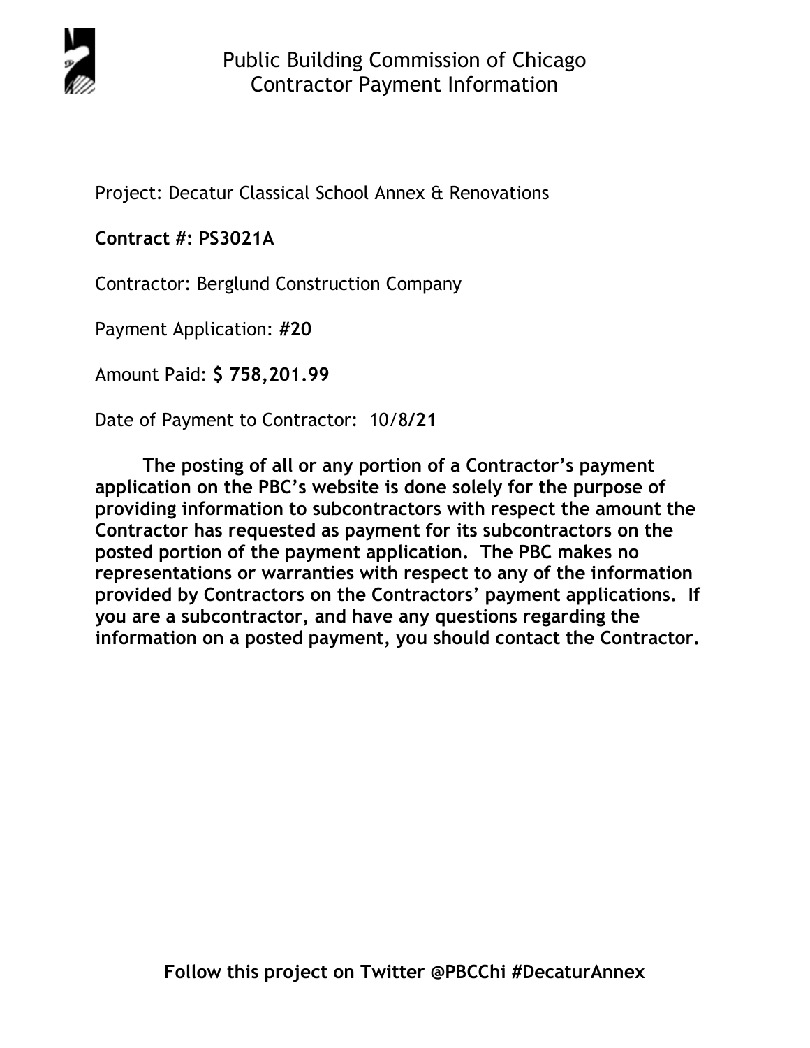# Public Building Commission of Chicago
## Contractor Payment Information

Project: Decatur Classical School Annex & Renovations

**Contract #: PS3021A**

Contractor: Berglund Construction Company

Payment Application: **#20**

Amount Paid: **$ 758,201.99**

Date of Payment to Contractor: 10/8**/21**

**The posting of all or any portion of a Contractor's payment application on the PBC's website is done solely for the purpose of providing information to subcontractors with respect the amount the Contractor has requested as payment for its subcontractors on the posted portion of the payment application. The PBC makes no representations or warranties with respect to any of the information provided by Contractors on the Contractors' payment applications. If you are a subcontractor, and have any questions regarding the information on a posted payment, you should contact the Contractor.**

**Follow this project on Twitter @PBCChi #DecaturAnnex**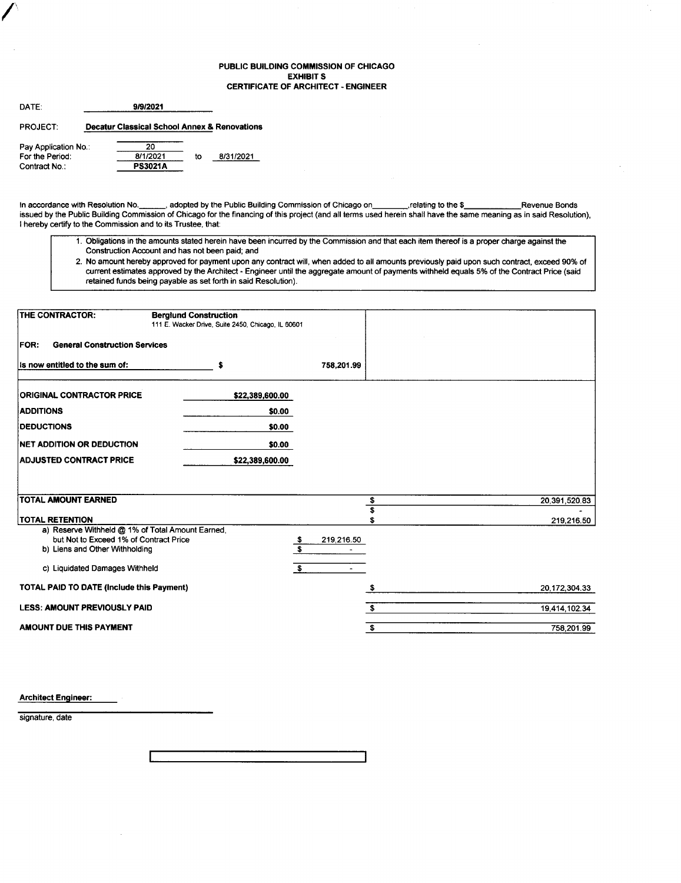# PUBLIC BUILDING COMMISSION OF CHICAGO
## EXHIBIT S
## CERTIFICATE OF ARCHITECT - ENGINEER

DATE: **9/9/2021**

PROJECT: **Decatur Classical School Annex & Renovations**

| | |
|---|---|
| Pay Application No.: | 20 |
| For the Period: | 8/1/2021 to 8/31/2021 |
| Contract No.: | **PS3021A** |

In accordance with Resolution No.______, adopted by the Public Building Commission of Chicago on________,relating to the $____________Revenue Bonds issued by the Public Building Commission of Chicago for the financing of this project (and all terms used herein shall have the same meaning as in said Resolution), I hereby certify to the Commission and to its Trustee, that:

1. Obligations in the amounts stated herein have been incurred by the Commission and that each item thereof is a proper charge against the Construction Account and has not been paid; and
2. No amount hereby approved for payment upon any contract will, when added to all amounts previously paid upon such contract, exceed 90% of current estimates approved by the Architect - Engineer until the aggregate amount of payments withheld equals 5% of the Contract Price (said retained funds being payable as set forth in said Resolution).

**THE CONTRACTOR:** **Berglund Construction**
111 E. Wacker Drive, Suite 2450, Chicago, IL 60601

**FOR: General Construction Services**

**Is now entitled to the sum of:** $ 758,201.99

| | | | |
|---|---|---|---|
| **ORIGINAL CONTRACTOR PRICE** | $22,389,600.00 | | |
| **ADDITIONS** | $0.00 | | |
| **DEDUCTIONS** | $0.00 | | |
| **NET ADDITION OR DEDUCTION** | $0.00 | | |
| **ADJUSTED CONTRACT PRICE** | $22,389,600.00 | | |
| **TOTAL AMOUNT EARNED** | | | $ 20,391,520.83 |
| | | | $ - |
| **TOTAL RETENTION** | | | $ 219,216.50 |
| a) Reserve Withheld @ 1% of Total Amount Earned, but Not to Exceed 1% of Contract Price | | $ 219,216.50 | |
| b) Liens and Other Withholding | | $ - | |
| c) Liquidated Damages Withheld | | $ - | |
| **TOTAL PAID TO DATE (Include this Payment)** | | | $ 20,172,304.33 |
| **LESS: AMOUNT PREVIOUSLY PAID** | | | $ 19,414,102.34 |
| **AMOUNT DUE THIS PAYMENT** | | | $ 758,201.99 |

**Architect Engineer:**

_____________________________
signature, date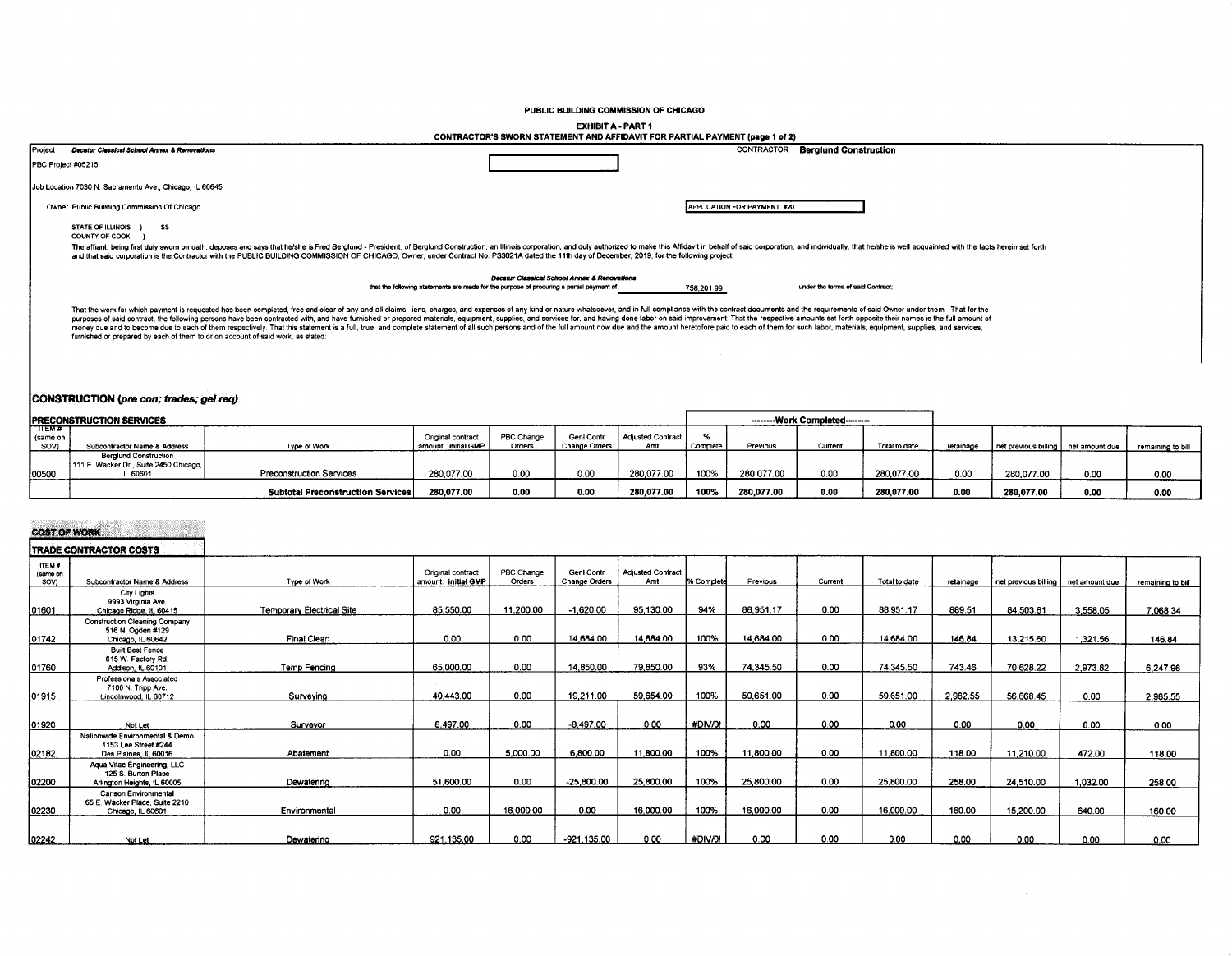PUBLIC BUILDING COMMISSION OF CHICAGO

EXHIBIT A - PART 1

CONTRACTOR'S SWORN STATEMENT AND AFFIDAVIT FOR PARTIAL PAYMENT (page 1 of 2)

Project: *Decatur Classical School Annex & Renovations*

CONTRACTOR: **Berglund Construction**

PBC Project #05215

Job Location 7030 N. Sacramento Ave., Chicago, IL 60645

Owner: Public Building Commission Of Chicago

APPLICATION FOR PAYMENT #20

STATE OF ILLINOIS } SS
COUNTY OF COOK }

The affiant, being first duly sworn on oath, deposes and says that he/she is Fred Berglund - President, of Berglund Construction, an Illinois corporation, and duly authorized to make this Affidavit in behalf of said corporation, and individually, that he/she is well acquainted with the facts herein set forth and that said corporation is the Contractor with the PUBLIC BUILDING COMMISSION OF CHICAGO, Owner, under Contract No. PS3021A dated the 11th day of December, 2019, for the following project:

*Decatur Classical School Annex & Renovations*

that the following statements are made for the purpose of procuring a partial payment of 758,201.99 under the terms of said Contract;

That the work for which payment is requested has been completed, free and clear of any and all claims, liens, charges, and expenses of any kind or nature whatsoever, and in full compliance with the contract documents and the requirements of said Owner under them. That for the purposes of said contract, the following persons have been contracted with, and have furnished or prepared materials, equipment, supplies, and services for, and having done labor on said improvement. That the respective amounts set forth opposite their names is the full amount of money due and to become due to each of them respectively. That this statement is a full, true, and complete statement of all such persons and of the full amount now due and the amount heretofore paid to each of them for such labor, materials, equipment, supplies, and services, furnished or prepared by each of them to or on account of said work, as stated:

## CONSTRUCTION (*pre con; trades; gel req*)

### PRECONSTRUCTION SERVICES

| ITEM # (same on SOV) | Subcontractor Name & Address | Type of Work | Original contract amount: initial GMP | PBC Change Orders | Genl Contr Change Orders | Adjusted Contract Amt | % Complete | Work Completed: Previous | Work Completed: Current | Work Completed: Total to date | retainage | net previous billing | net amount due | remaining to bill |
|---|---|---|---|---|---|---|---|---|---|---|---|---|---|---|
| 00500 | Berglund Construction 111 E. Wacker Dr., Suite 2450 Chicago, IL 60601 | Preconstruction Services | 280,077.00 | 0.00 | 0.00 | 280,077.00 | 100% | 280,077.00 | 0.00 | 280,077.00 | 0.00 | 280,077.00 | 0.00 | 0.00 |
| | | **Subtotal Preconstruction Services** | **280,077.00** | **0.00** | **0.00** | **280,077.00** | **100%** | **280,077.00** | **0.00** | **280,077.00** | **0.00** | **280,077.00** | **0.00** | **0.00** |

### COST OF WORK

### TRADE CONTRACTOR COSTS

| ITEM # (same on SOV) | Subcontractor Name & Address | Type of Work | Original contract amount: initial GMP | PBC Change Orders | Genl Contr Change Orders | Adjusted Contract Amt | % Complete | Previous | Current | Total to date | retainage | net previous billing | net amount due | remaining to bill |
|---|---|---|---|---|---|---|---|---|---|---|---|---|---|---|
| 01601 | City Lights 9993 Virginia Ave. Chicago Ridge, IL 60415 | Temporary Electrical Site | 85,550.00 | 11,200.00 | -1,620.00 | 95,130.00 | 94% | 88,951.17 | 0.00 | 88,951.17 | 889.51 | 84,503.61 | 3,558.05 | 7,068.34 |
| 01742 | Construction Cleaning Company 516 N. Ogden #129 Chicago, IL 60642 | Final Clean | 0.00 | 0.00 | 14,684.00 | 14,684.00 | 100% | 14,684.00 | 0.00 | 14,684.00 | 146.84 | 13,215.60 | 1,321.56 | 146.84 |
| 01760 | Built Best Fence 615 W. Factory Rd. Addison, IL 60101 | Temp Fencing | 65,000.00 | 0.00 | 14,850.00 | 79,850.00 | 93% | 74,345.50 | 0.00 | 74,345.50 | 743.46 | 70,628.22 | 2,973.82 | 6,247.96 |
| 01915 | Professionals Associated 7100 N. Tripp Ave. Lincolnwood, IL 60712 | Surveying | 40,443.00 | 0.00 | 19,211.00 | 59,654.00 | 100% | 59,651.00 | 0.00 | 59,651.00 | 2,982.55 | 56,668.45 | 0.00 | 2,985.55 |
| 01920 | Not Let | Surveyor | 8,497.00 | 0.00 | -8,497.00 | 0.00 | #DIV/0! | 0.00 | 0.00 | 0.00 | 0.00 | 0.00 | 0.00 | 0.00 |
| 02182 | Nationwide Environmental & Demo 1153 Lee Street #244 Des Plaines, IL 60016 | Abatement | 0.00 | 5,000.00 | 6,800.00 | 11,800.00 | 100% | 11,800.00 | 0.00 | 11,800.00 | 118.00 | 11,210.00 | 472.00 | 118.00 |
| 02200 | Aqua Vitae Engineering, LLC 125 S. Burton Place Arlington Heights, IL 60005 | Dewatering | 51,600.00 | 0.00 | -25,800.00 | 25,800.00 | 100% | 25,800.00 | 0.00 | 25,800.00 | 258.00 | 24,510.00 | 1,032.00 | 258.00 |
| 02230 | Carlson Environmental 65 E. Wacker Place, Suite 2210 Chicago, IL 60601 | Environmental | 0.00 | 16,000.00 | 0.00 | 16,000.00 | 100% | 16,000.00 | 0.00 | 16,000.00 | 160.00 | 15,200.00 | 640.00 | 160.00 |
| 02242 | Not Let | Dewatering | 921,135.00 | 0.00 | -921,135.00 | 0.00 | #DIV/0! | 0.00 | 0.00 | 0.00 | 0.00 | 0.00 | 0.00 | 0.00 |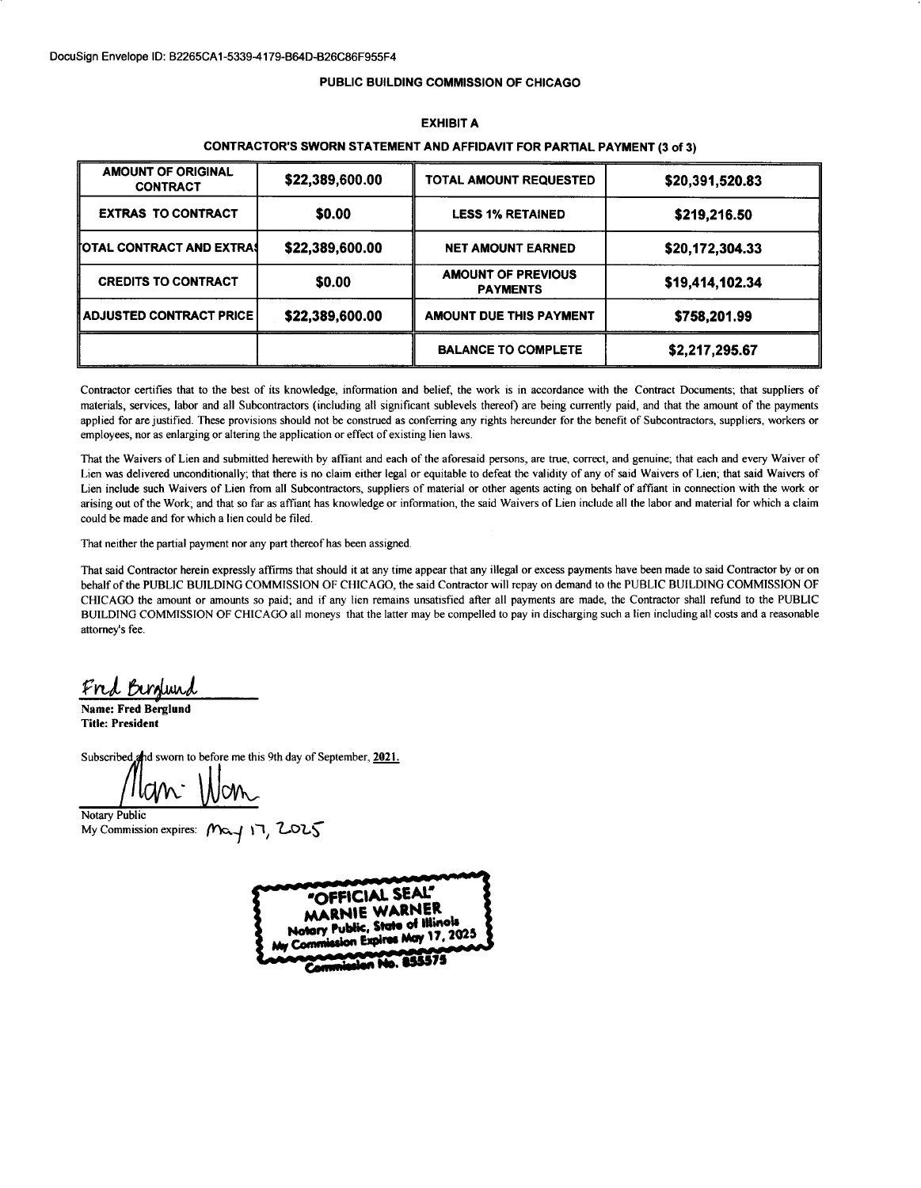DocuSign Envelope ID: B2265CA1-5339-4179-B64D-B26C86F955F4

## PUBLIC BUILDING COMMISSION OF CHICAGO

### EXHIBIT A

### CONTRACTOR'S SWORN STATEMENT AND AFFIDAVIT FOR PARTIAL PAYMENT (3 of 3)

| | | | |
|---|---|---|---|
| **AMOUNT OF ORIGINAL CONTRACT** | **$22,389,600.00** | **TOTAL AMOUNT REQUESTED** | **$20,391,520.83** |
| **EXTRAS TO CONTRACT** | **$0.00** | **LESS 1% RETAINED** | **$219,216.50** |
| **TOTAL CONTRACT AND EXTRAS** | **$22,389,600.00** | **NET AMOUNT EARNED** | **$20,172,304.33** |
| **CREDITS TO CONTRACT** | **$0.00** | **AMOUNT OF PREVIOUS PAYMENTS** | **$19,414,102.34** |
| **ADJUSTED CONTRACT PRICE** | **$22,389,600.00** | **AMOUNT DUE THIS PAYMENT** | **$758,201.99** |
| | | **BALANCE TO COMPLETE** | **$2,217,295.67** |

Contractor certifies that to the best of its knowledge, information and belief, the work is in accordance with the Contract Documents; that suppliers of materials, services, labor and all Subcontractors (including all significant sublevels thereof) are being currently paid, and that the amount of the payments applied for are justified. These provisions should not be construed as conferring any rights hereunder for the benefit of Subcontractors, suppliers, workers or employees, nor as enlarging or altering the application or effect of existing lien laws.

That the Waivers of Lien and submitted herewith by affiant and each of the aforesaid persons, are true, correct, and genuine; that each and every Waiver of Lien was delivered unconditionally; that there is no claim either legal or equitable to defeat the validity of any of said Waivers of Lien; that said Waivers of Lien include such Waivers of Lien from all Subcontractors, suppliers of material or other agents acting on behalf of affiant in connection with the work or arising out of the Work; and that so far as affiant has knowledge or information, the said Waivers of Lien include all the labor and material for which a claim could be made and for which a lien could be filed.

That neither the partial payment nor any part thereof has been assigned.

That said Contractor herein expressly affirms that should it at any time appear that any illegal or excess payments have been made to said Contractor by or on behalf of the PUBLIC BUILDING COMMISSION OF CHICAGO, the said Contractor will repay on demand to the PUBLIC BUILDING COMMISSION OF CHICAGO the amount or amounts so paid; and if any lien remains unsatisfied after all payments are made, the Contractor shall refund to the PUBLIC BUILDING COMMISSION OF CHICAGO all moneys that the latter may be compelled to pay in discharging such a lien including all costs and a reasonable attorney's fee.

Fred Berglund

**Name: Fred Berglund**
**Title: President**

Subscribed and sworn to before me this 9th day of September, **2021.**

Marn Warn

Notary Public
My Commission expires: May 17, 2025

"OFFICIAL SEAL"
MARNIE WARNER
Notary Public, State of Illinois
My Commission Expires May 17, 2025
Commission No. 855575